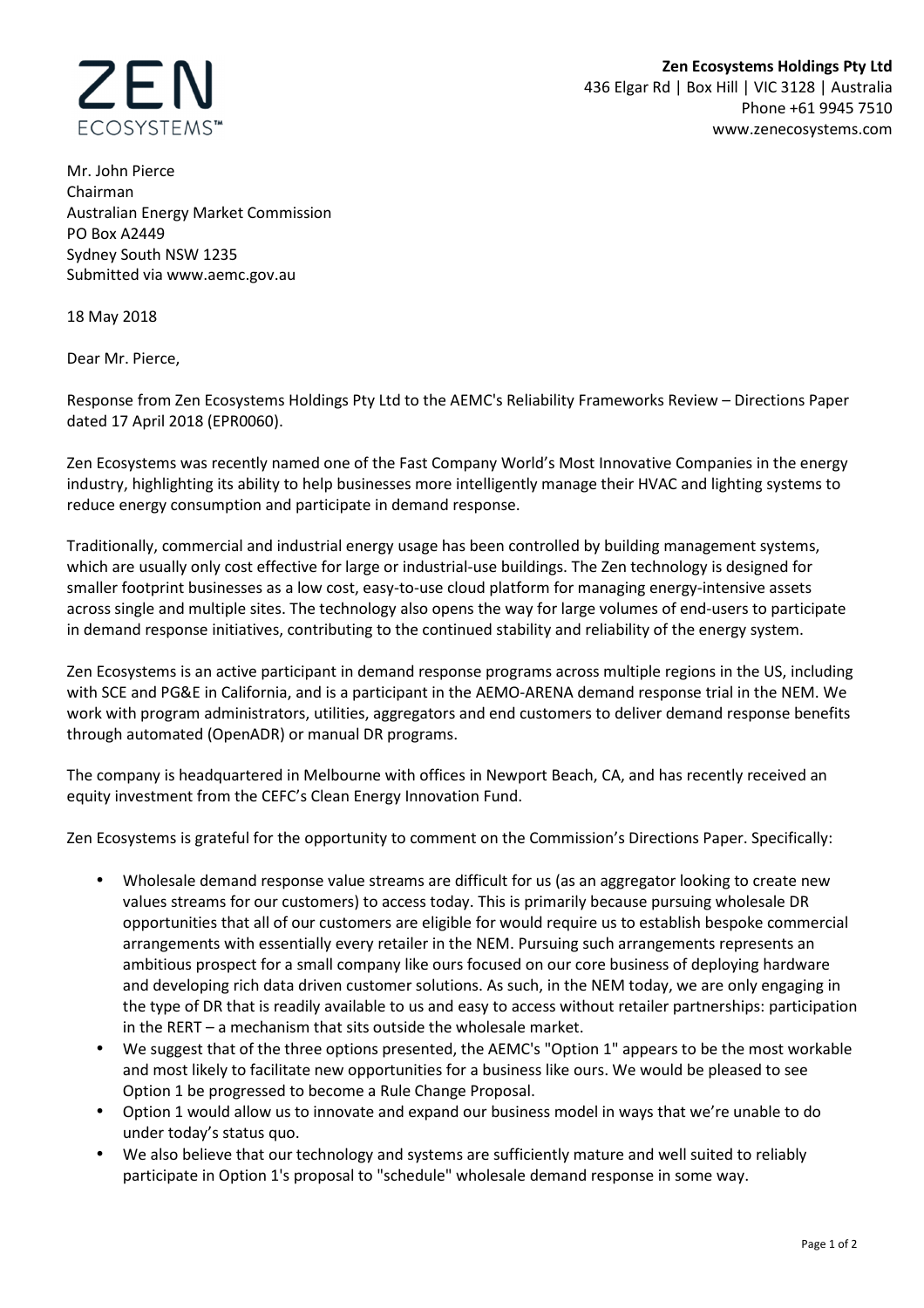ZEN ECOSYSTEMS™

**Zen Ecosystems Holdings Pty Ltd**
436 Elgar Rd | Box Hill | VIC 3128 | Australia
Phone +61 9945 7510
www.zenecosystems.com

Mr. John Pierce
Chairman
Australian Energy Market Commission
PO Box A2449
Sydney South NSW 1235
Submitted via www.aemc.gov.au

18 May 2018

Dear Mr. Pierce,

Response from Zen Ecosystems Holdings Pty Ltd to the AEMC's Reliability Frameworks Review – Directions Paper dated 17 April 2018 (EPR0060).

Zen Ecosystems was recently named one of the Fast Company World's Most Innovative Companies in the energy industry, highlighting its ability to help businesses more intelligently manage their HVAC and lighting systems to reduce energy consumption and participate in demand response.

Traditionally, commercial and industrial energy usage has been controlled by building management systems, which are usually only cost effective for large or industrial-use buildings. The Zen technology is designed for smaller footprint businesses as a low cost, easy-to-use cloud platform for managing energy-intensive assets across single and multiple sites. The technology also opens the way for large volumes of end-users to participate in demand response initiatives, contributing to the continued stability and reliability of the energy system.

Zen Ecosystems is an active participant in demand response programs across multiple regions in the US, including with SCE and PG&E in California, and is a participant in the AEMO-ARENA demand response trial in the NEM. We work with program administrators, utilities, aggregators and end customers to deliver demand response benefits through automated (OpenADR) or manual DR programs.

The company is headquartered in Melbourne with offices in Newport Beach, CA, and has recently received an equity investment from the CEFC's Clean Energy Innovation Fund.

Zen Ecosystems is grateful for the opportunity to comment on the Commission's Directions Paper. Specifically:

- Wholesale demand response value streams are difficult for us (as an aggregator looking to create new values streams for our customers) to access today. This is primarily because pursuing wholesale DR opportunities that all of our customers are eligible for would require us to establish bespoke commercial arrangements with essentially every retailer in the NEM. Pursuing such arrangements represents an ambitious prospect for a small company like ours focused on our core business of deploying hardware and developing rich data driven customer solutions. As such, in the NEM today, we are only engaging in the type of DR that is readily available to us and easy to access without retailer partnerships: participation in the RERT – a mechanism that sits outside the wholesale market.
- We suggest that of the three options presented, the AEMC's "Option 1" appears to be the most workable and most likely to facilitate new opportunities for a business like ours. We would be pleased to see Option 1 be progressed to become a Rule Change Proposal.
- Option 1 would allow us to innovate and expand our business model in ways that we're unable to do under today's status quo.
- We also believe that our technology and systems are sufficiently mature and well suited to reliably participate in Option 1's proposal to "schedule" wholesale demand response in some way.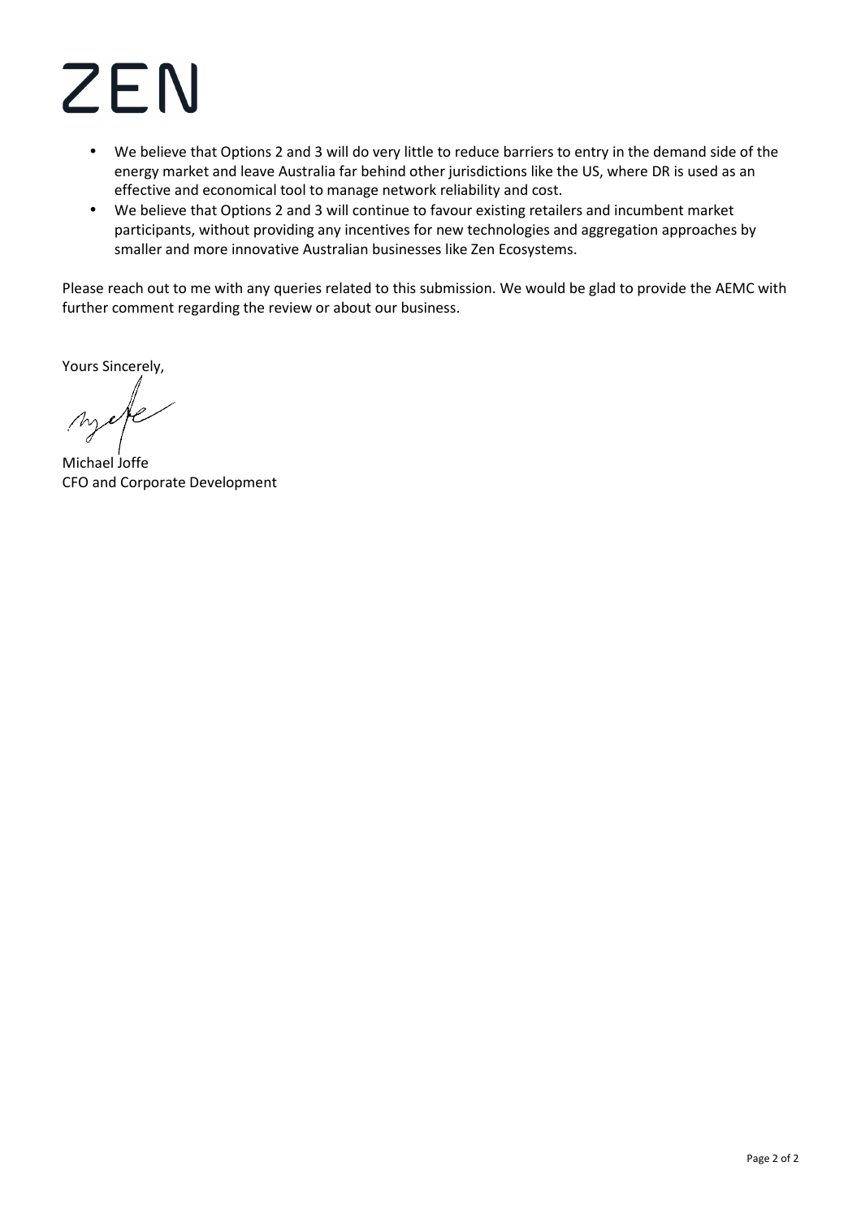ZEN

- We believe that Options 2 and 3 will do very little to reduce barriers to entry in the demand side of the energy market and leave Australia far behind other jurisdictions like the US, where DR is used as an effective and economical tool to manage network reliability and cost.
- We believe that Options 2 and 3 will continue to favour existing retailers and incumbent market participants, without providing any incentives for new technologies and aggregation approaches by smaller and more innovative Australian businesses like Zen Ecosystems.

Please reach out to me with any queries related to this submission. We would be glad to provide the AEMC with further comment regarding the review or about our business.

Yours Sincerely,

Michael Joffe
CFO and Corporate Development